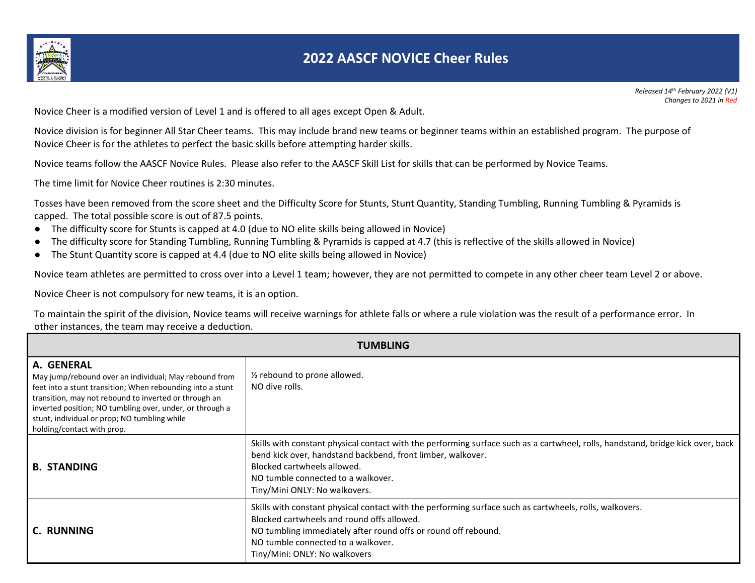# 2022 AASCF NOVICE Cheer Rules

*Released 14th February 2022 (V1)*
*Changes to 2021 in Red*

Novice Cheer is a modified version of Level 1 and is offered to all ages except Open & Adult.

Novice division is for beginner All Star Cheer teams. This may include brand new teams or beginner teams within an established program. The purpose of Novice Cheer is for the athletes to perfect the basic skills before attempting harder skills.

Novice teams follow the AASCF Novice Rules. Please also refer to the AASCF Skill List for skills that can be performed by Novice Teams.

The time limit for Novice Cheer routines is 2:30 minutes.

Tosses have been removed from the score sheet and the Difficulty Score for Stunts, Stunt Quantity, Standing Tumbling, Running Tumbling & Pyramids is capped. The total possible score is out of 87.5 points.

- The difficulty score for Stunts is capped at 4.0 (due to NO elite skills being allowed in Novice)
- The difficulty score for Standing Tumbling, Running Tumbling & Pyramids is capped at 4.7 (this is reflective of the skills allowed in Novice)
- The Stunt Quantity score is capped at 4.4 (due to NO elite skills being allowed in Novice)

Novice team athletes are permitted to cross over into a Level 1 team; however, they are not permitted to compete in any other cheer team Level 2 or above.

Novice Cheer is not compulsory for new teams, it is an option.

To maintain the spirit of the division, Novice teams will receive warnings for athlete falls or where a rule violation was the result of a performance error. In other instances, the team may receive a deduction.

| TUMBLING | |
|---|---|
| **A. GENERAL**<br>May jump/rebound over an individual; May rebound from feet into a stunt transition; When rebounding into a stunt transition, may not rebound to inverted or through an inverted position; NO tumbling over, under, or through a stunt, individual or prop; NO tumbling while holding/contact with prop. | ½ rebound to prone allowed.<br>NO dive rolls. |
| **B. STANDING** | Skills with constant physical contact with the performing surface such as a cartwheel, rolls, handstand, bridge kick over, back bend kick over, handstand backbend, front limber, walkover.<br>Blocked cartwheels allowed.<br>NO tumble connected to a walkover.<br>Tiny/Mini ONLY: No walkovers. |
| **C. RUNNING** | Skills with constant physical contact with the performing surface such as cartwheels, rolls, walkovers.<br>Blocked cartwheels and round offs allowed.<br>NO tumbling immediately after round offs or round off rebound.<br>NO tumble connected to a walkover.<br>Tiny/Mini: ONLY: No walkovers |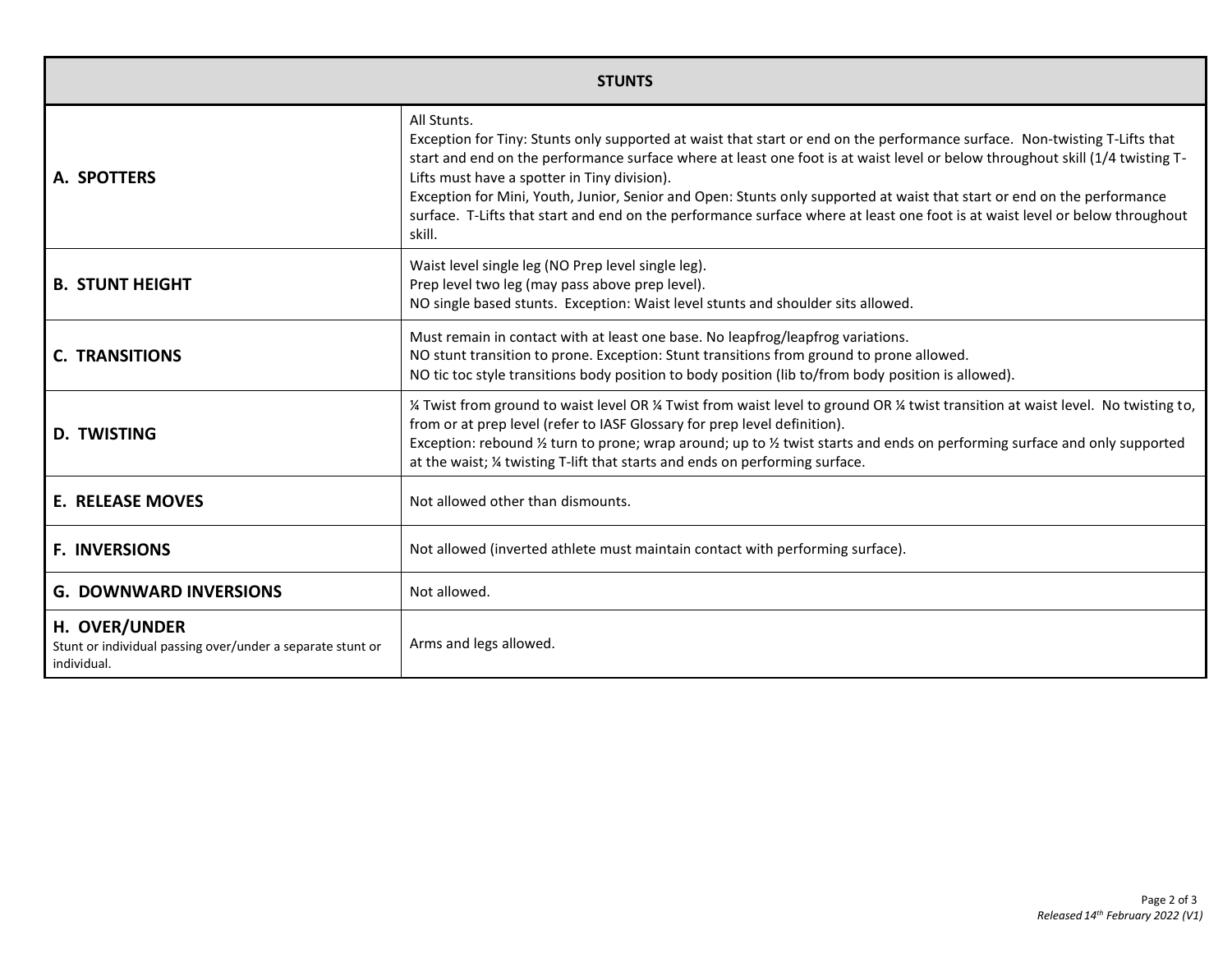| STUNTS | |
|---|---|
| **A. SPOTTERS** | All Stunts.<br>Exception for Tiny: Stunts only supported at waist that start or end on the performance surface. Non-twisting T-Lifts that start and end on the performance surface where at least one foot is at waist level or below throughout skill (1/4 twisting T-Lifts must have a spotter in Tiny division).<br>Exception for Mini, Youth, Junior, Senior and Open: Stunts only supported at waist that start or end on the performance surface. T-Lifts that start and end on the performance surface where at least one foot is at waist level or below throughout skill. |
| **B. STUNT HEIGHT** | Waist level single leg (NO Prep level single leg).<br>Prep level two leg (may pass above prep level).<br>NO single based stunts. Exception: Waist level stunts and shoulder sits allowed. |
| **C. TRANSITIONS** | Must remain in contact with at least one base. No leapfrog/leapfrog variations.<br>NO stunt transition to prone. Exception: Stunt transitions from ground to prone allowed.<br>NO tic toc style transitions body position to body position (lib to/from body position is allowed). |
| **D. TWISTING** | ¼ Twist from ground to waist level OR ¼ Twist from waist level to ground OR ¼ twist transition at waist level. No twisting to, from or at prep level (refer to IASF Glossary for prep level definition).<br>Exception: rebound ½ turn to prone; wrap around; up to ½ twist starts and ends on performing surface and only supported at the waist; ¼ twisting T-lift that starts and ends on performing surface. |
| **E. RELEASE MOVES** | Not allowed other than dismounts. |
| **F. INVERSIONS** | Not allowed (inverted athlete must maintain contact with performing surface). |
| **G. DOWNWARD INVERSIONS** | Not allowed. |
| **H. OVER/UNDER**<br>Stunt or individual passing over/under a separate stunt or individual. | Arms and legs allowed. |

*Released 14th February 2022 (V1)*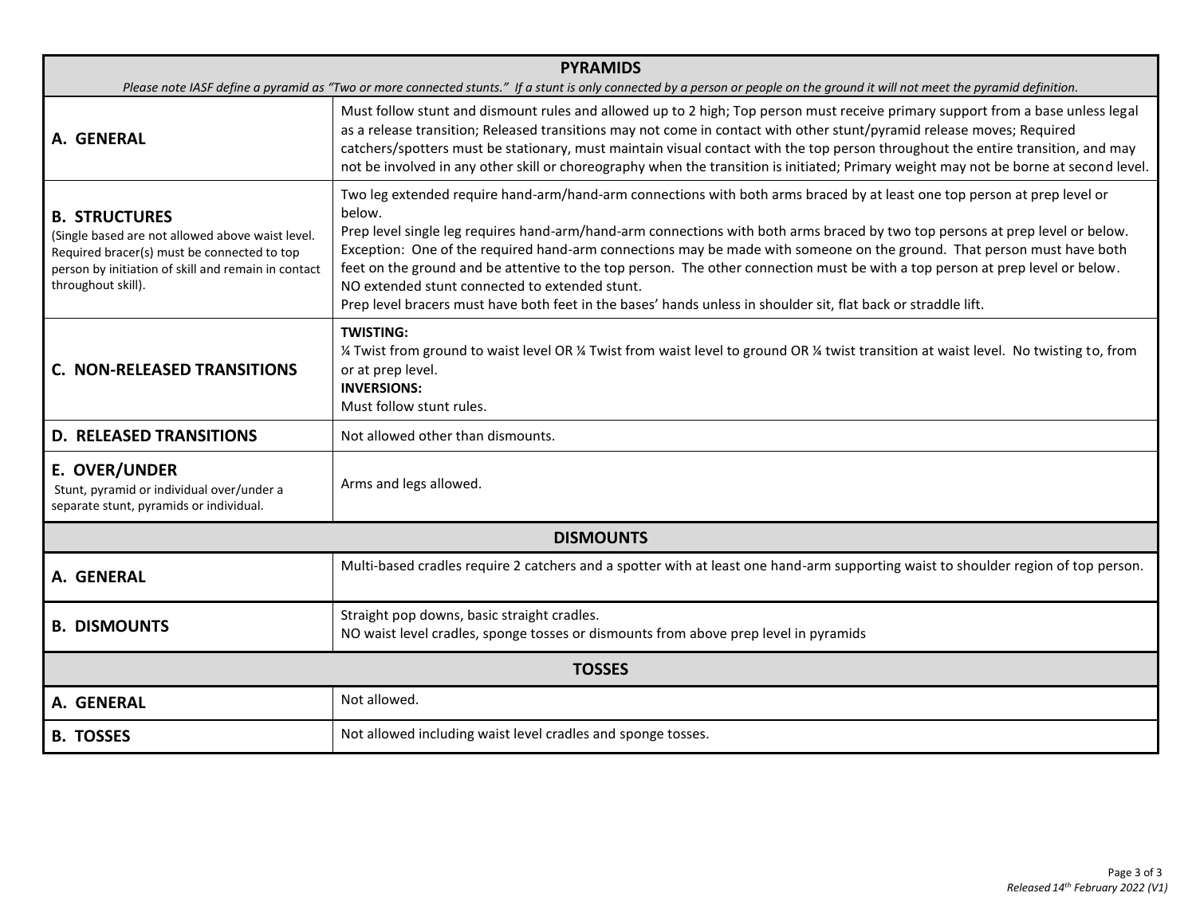| PYRAMIDS | |
|---|---|
| *Please note IASF define a pyramid as "Two or more connected stunts." If a stunt is only connected by a person or people on the ground it will not meet the pyramid definition.* | |
| **A. GENERAL** | Must follow stunt and dismount rules and allowed up to 2 high; Top person must receive primary support from a base unless legal as a release transition; Released transitions may not come in contact with other stunt/pyramid release moves; Required catchers/spotters must be stationary, must maintain visual contact with the top person throughout the entire transition, and may not be involved in any other skill or choreography when the transition is initiated; Primary weight may not be borne at second level. |
| **B. STRUCTURES**<br>(Single based are not allowed above waist level. Required bracer(s) must be connected to top person by initiation of skill and remain in contact throughout skill). | Two leg extended require hand-arm/hand-arm connections with both arms braced by at least one top person at prep level or below.<br>Prep level single leg requires hand-arm/hand-arm connections with both arms braced by two top persons at prep level or below. Exception: One of the required hand-arm connections may be made with someone on the ground. That person must have both feet on the ground and be attentive to the top person. The other connection must be with a top person at prep level or below.<br>NO extended stunt connected to extended stunt.<br>Prep level bracers must have both feet in the bases' hands unless in shoulder sit, flat back or straddle lift. |
| **C. NON-RELEASED TRANSITIONS** | **TWISTING:**<br>¼ Twist from ground to waist level OR ¼ Twist from waist level to ground OR ¼ twist transition at waist level. No twisting to, from or at prep level.<br>**INVERSIONS:**<br>Must follow stunt rules. |
| **D. RELEASED TRANSITIONS** | Not allowed other than dismounts. |
| **E. OVER/UNDER**<br>Stunt, pyramid or individual over/under a separate stunt, pyramids or individual. | Arms and legs allowed. |
| **DISMOUNTS** | |
| **A. GENERAL** | Multi-based cradles require 2 catchers and a spotter with at least one hand-arm supporting waist to shoulder region of top person. |
| **B. DISMOUNTS** | Straight pop downs, basic straight cradles.<br>NO waist level cradles, sponge tosses or dismounts from above prep level in pyramids |
| **TOSSES** | |
| **A. GENERAL** | Not allowed. |
| **B. TOSSES** | Not allowed including waist level cradles and sponge tosses. |

*Released 14th February 2022 (V1)*